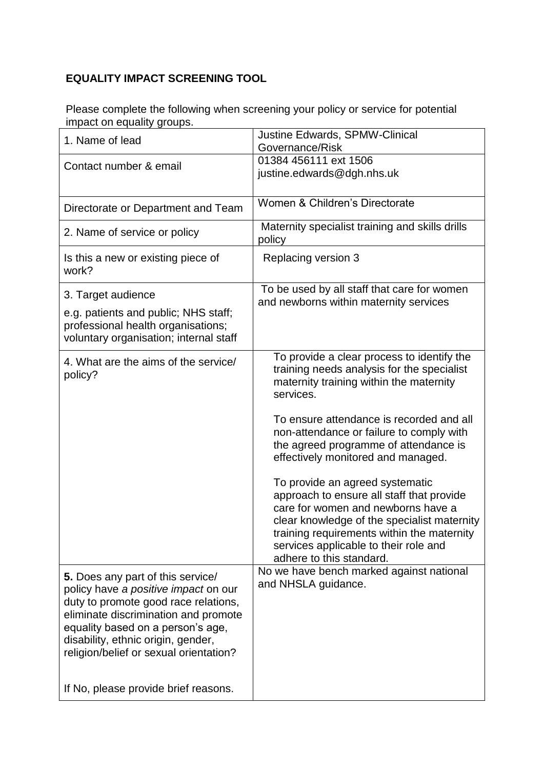**EQUALITY IMPACT SCREENING TOOL**

Please complete the following when screening your policy or service for potential impact on equality groups.

| | |
|---|---|
| 1. Name of lead | Justine Edwards, SPMW-Clinical Governance/Risk |
| Contact number & email | 01384 456111 ext 1506<br>justine.edwards@dgh.nhs.uk |
| Directorate or Department and Team | Women & Children's Directorate |
| 2. Name of service or policy | Maternity specialist training and skills drills policy |
| Is this a new or existing piece of work? | Replacing version 3 |
| 3. Target audience<br><br>e.g. patients and public; NHS staff; professional health organisations; voluntary organisation; internal staff | To be used by all staff that care for women and newborns within maternity services |
| 4. What are the aims of the service/ policy? | To provide a clear process to identify the training needs analysis for the specialist maternity training within the maternity services.<br><br>To ensure attendance is recorded and all non-attendance or failure to comply with the agreed programme of attendance is effectively monitored and managed.<br><br>To provide an agreed systematic approach to ensure all staff that provide care for women and newborns have a clear knowledge of the specialist maternity training requirements within the maternity services applicable to their role and adhere to this standard. |
| **5.** Does any part of this service/ policy have *a positive impact* on our duty to promote good race relations, eliminate discrimination and promote equality based on a person's age, disability, ethnic origin, gender, religion/belief or sexual orientation?<br><br>If No, please provide brief reasons. | No we have bench marked against national and NHSLA guidance. |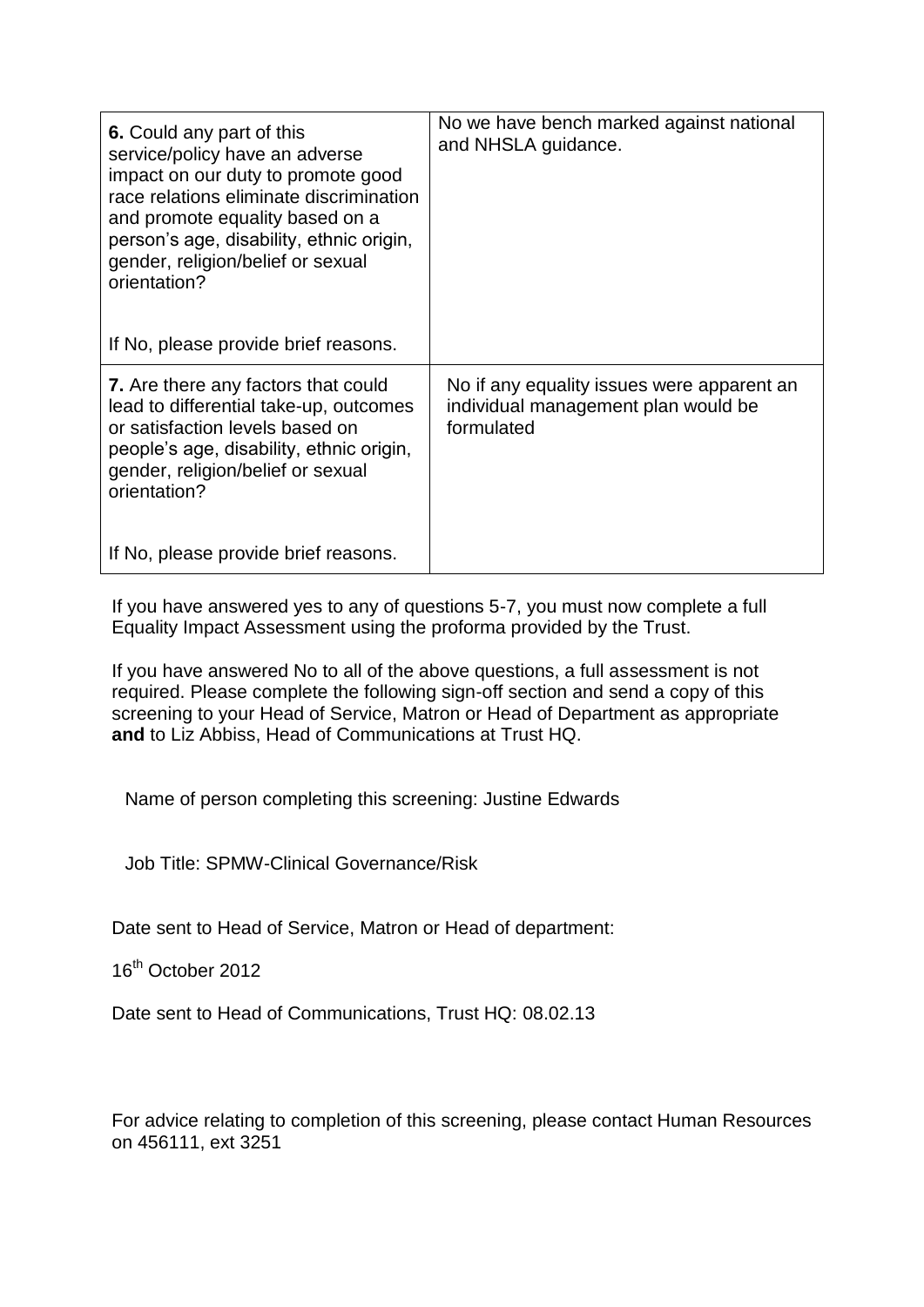| | |
|---|---|
| **6.** Could any part of this service/policy have an adverse impact on our duty to promote good race relations eliminate discrimination and promote equality based on a person's age, disability, ethnic origin, gender, religion/belief or sexual orientation?<br><br>If No, please provide brief reasons. | No we have bench marked against national and NHSLA guidance. |
| **7.** Are there any factors that could lead to differential take-up, outcomes or satisfaction levels based on people's age, disability, ethnic origin, gender, religion/belief or sexual orientation?<br><br>If No, please provide brief reasons. | No if any equality issues were apparent an individual management plan would be formulated |

If you have answered yes to any of questions 5-7, you must now complete a full Equality Impact Assessment using the proforma provided by the Trust.

If you have answered No to all of the above questions, a full assessment is not required. Please complete the following sign-off section and send a copy of this screening to your Head of Service, Matron or Head of Department as appropriate **and** to Liz Abbiss, Head of Communications at Trust HQ.

Name of person completing this screening: Justine Edwards

Job Title: SPMW-Clinical Governance/Risk

Date sent to Head of Service, Matron or Head of department:

16th October 2012

Date sent to Head of Communications, Trust HQ: 08.02.13

For advice relating to completion of this screening, please contact Human Resources on 456111, ext 3251